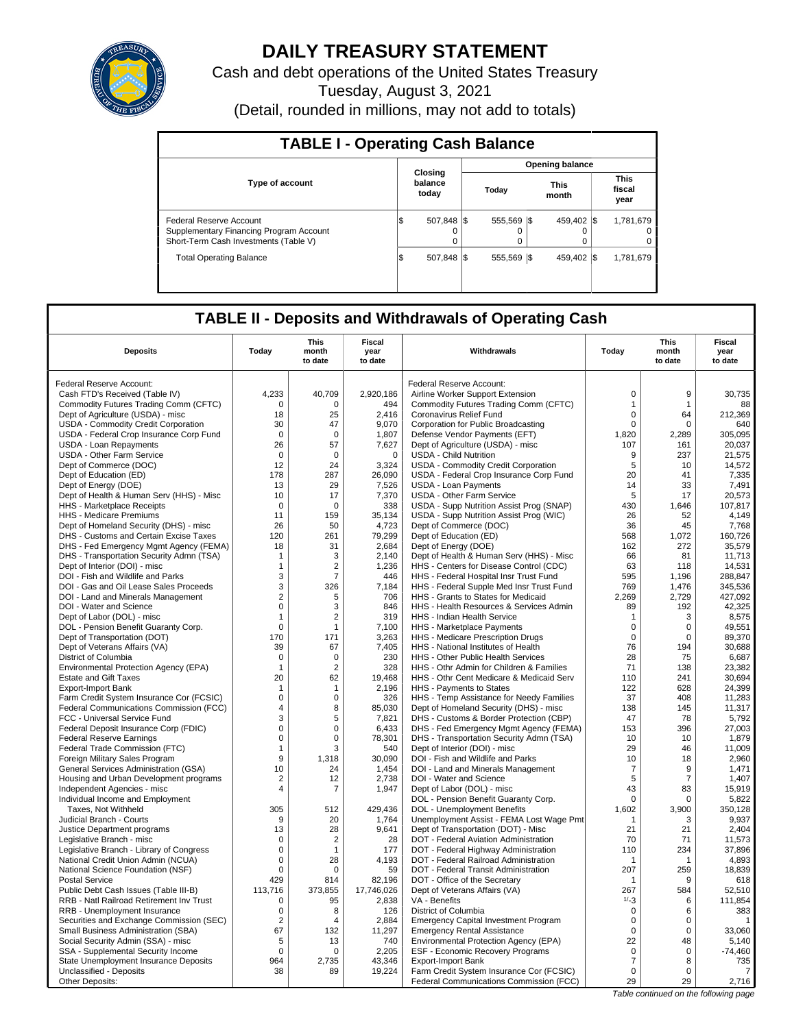# DAILY TREASURY STATEMENT

Cash and debt operations of the United States Treasury

Tuesday, August 3, 2021

(Detail, rounded in millions, may not add to totals)

## TABLE I - Operating Cash Balance

| Type of account | Closing balance today | Opening balance Today | Opening balance This month | Opening balance This fiscal year |
|---|---|---|---|---|
| Federal Reserve Account | $ 507,848 | $ 555,569 | $ 459,402 | $ 1,781,679 |
| Supplementary Financing Program Account | 0 | 0 | 0 | 0 |
| Short-Term Cash Investments (Table V) | 0 | 0 | 0 | 0 |
| Total Operating Balance | $ 507,848 | $ 555,569 | $ 459,402 | $ 1,781,679 |

## TABLE II - Deposits and Withdrawals of Operating Cash

| Deposits | Today | This month to date | Fiscal year to date | Withdrawals | Today | This month to date | Fiscal year to date |
|---|---|---|---|---|---|---|---|
| Federal Reserve Account: | | | | Federal Reserve Account: | | | |
| Cash FTD's Received (Table IV) | 4,233 | 40,709 | 2,920,186 | Airline Worker Support Extension | 0 | 9 | 30,735 |
| Commodity Futures Trading Comm (CFTC) | 0 | 0 | 494 | Commodity Futures Trading Comm (CFTC) | 1 | 1 | 88 |
| Dept of Agriculture (USDA) - misc | 18 | 25 | 2,416 | Coronavirus Relief Fund | 0 | 64 | 212,369 |
| USDA - Commodity Credit Corporation | 30 | 47 | 9,070 | Corporation for Public Broadcasting | 0 | 0 | 640 |
| USDA - Federal Crop Insurance Corp Fund | 0 | 0 | 1,807 | Defense Vendor Payments (EFT) | 1,820 | 2,289 | 305,095 |
| USDA - Loan Repayments | 26 | 57 | 7,627 | Dept of Agriculture (USDA) - misc | 107 | 161 | 20,037 |
| USDA - Other Farm Service | 0 | 0 | 0 | USDA - Child Nutrition | 9 | 237 | 21,575 |
| Dept of Commerce (DOC) | 12 | 24 | 3,324 | USDA - Commodity Credit Corporation | 5 | 10 | 14,572 |
| Dept of Education (ED) | 178 | 287 | 26,090 | USDA - Federal Crop Insurance Corp Fund | 20 | 41 | 7,335 |
| Dept of Energy (DOE) | 13 | 29 | 7,526 | USDA - Loan Payments | 14 | 33 | 7,491 |
| Dept of Health & Human Serv (HHS) - Misc | 10 | 17 | 7,370 | USDA - Other Farm Service | 5 | 17 | 20,573 |
| HHS - Marketplace Receipts | 0 | 0 | 338 | USDA - Supp Nutrition Assist Prog (SNAP) | 430 | 1,646 | 107,817 |
| HHS - Medicare Premiums | 11 | 159 | 35,134 | USDA - Supp Nutrition Assist Prog (WIC) | 26 | 52 | 4,149 |
| Dept of Homeland Security (DHS) - misc | 26 | 50 | 4,723 | Dept of Commerce (DOC) | 36 | 45 | 7,768 |
| DHS - Customs and Certain Excise Taxes | 120 | 261 | 79,299 | Dept of Education (ED) | 568 | 1,072 | 160,726 |
| DHS - Fed Emergency Mgmt Agency (FEMA) | 18 | 31 | 2,684 | Dept of Energy (DOE) | 162 | 272 | 35,579 |
| DHS - Transportation Security Admn (TSA) | 1 | 3 | 2,140 | Dept of Health & Human Serv (HHS) - Misc | 66 | 81 | 11,713 |
| Dept of Interior (DOI) - misc | 1 | 2 | 1,236 | HHS - Centers for Disease Control (CDC) | 63 | 118 | 14,531 |
| DOI - Fish and Wildlife and Parks | 3 | 7 | 446 | HHS - Federal Hospital Insr Trust Fund | 595 | 1,196 | 288,847 |
| DOI - Gas and Oil Lease Sales Proceeds | 3 | 326 | 7,184 | HHS - Federal Supple Med Insr Trust Fund | 769 | 1,476 | 345,536 |
| DOI - Land and Minerals Management | 2 | 5 | 706 | HHS - Grants to States for Medicaid | 2,269 | 2,729 | 427,092 |
| DOI - Water and Science | 0 | 3 | 846 | HHS - Health Resources & Services Admin | 89 | 192 | 42,325 |
| Dept of Labor (DOL) - misc | 1 | 2 | 319 | HHS - Indian Health Service | 1 | 3 | 8,575 |
| DOL - Pension Benefit Guaranty Corp. | 0 | 1 | 7,100 | HHS - Marketplace Payments | 0 | 0 | 49,551 |
| Dept of Transportation (DOT) | 170 | 171 | 3,263 | HHS - Medicare Prescription Drugs | 0 | 0 | 89,370 |
| Dept of Veterans Affairs (VA) | 39 | 67 | 7,405 | HHS - National Institutes of Health | 76 | 194 | 30,688 |
| District of Columbia | 0 | 0 | 230 | HHS - Other Public Health Services | 28 | 75 | 6,687 |
| Environmental Protection Agency (EPA) | 1 | 2 | 328 | HHS - Othr Admin for Children & Families | 71 | 138 | 23,382 |
| Estate and Gift Taxes | 20 | 62 | 19,468 | HHS - Othr Cent Medicare & Medicaid Serv | 110 | 241 | 30,694 |
| Export-Import Bank | 1 | 1 | 2,196 | HHS - Payments to States | 122 | 628 | 24,399 |
| Farm Credit System Insurance Cor (FCSIC) | 0 | 0 | 326 | HHS - Temp Assistance for Needy Families | 37 | 408 | 11,283 |
| Federal Communications Commission (FCC) | 4 | 8 | 85,030 | Dept of Homeland Security (DHS) - misc | 138 | 145 | 11,317 |
| FCC - Universal Service Fund | 3 | 5 | 7,821 | DHS - Customs & Border Protection (CBP) | 47 | 78 | 5,792 |
| Federal Deposit Insurance Corp (FDIC) | 0 | 0 | 6,433 | DHS - Fed Emergency Mgmt Agency (FEMA) | 153 | 396 | 27,003 |
| Federal Reserve Earnings | 0 | 0 | 78,301 | DHS - Transportation Security Admn (TSA) | 10 | 10 | 1,879 |
| Federal Trade Commission (FTC) | 1 | 3 | 540 | Dept of Interior (DOI) - misc | 29 | 46 | 11,009 |
| Foreign Military Sales Program | 9 | 1,318 | 30,090 | DOI - Fish and Wildlife and Parks | 10 | 18 | 2,960 |
| General Services Administration (GSA) | 10 | 24 | 1,454 | DOI - Land and Minerals Management | 7 | 9 | 1,471 |
| Housing and Urban Development programs | 2 | 12 | 2,738 | DOI - Water and Science | 5 | 7 | 1,407 |
| Independent Agencies - misc | 4 | 7 | 1,947 | Dept of Labor (DOL) - misc | 43 | 83 | 15,919 |
| Individual Income and Employment | | | | DOL - Pension Benefit Guaranty Corp. | 0 | 0 | 5,822 |
| Taxes, Not Withheld | 305 | 512 | 429,436 | DOL - Unemployment Benefits | 1,602 | 3,900 | 350,128 |
| Judicial Branch - Courts | 9 | 20 | 1,764 | Unemployment Assist - FEMA Lost Wage Pmt | 1 | 3 | 9,937 |
| Justice Department programs | 13 | 28 | 9,641 | Dept of Transportation (DOT) - Misc | 21 | 21 | 2,404 |
| Legislative Branch - misc | 0 | 2 | 28 | DOT - Federal Aviation Administration | 70 | 71 | 11,573 |
| Legislative Branch - Library of Congress | 0 | 1 | 177 | DOT - Federal Highway Administration | 110 | 234 | 37,896 |
| National Credit Union Admin (NCUA) | 0 | 28 | 4,193 | DOT - Federal Railroad Administration | 1 | 1 | 4,893 |
| National Science Foundation (NSF) | 0 | 0 | 59 | DOT - Federal Transit Administration | 207 | 259 | 18,839 |
| Postal Service | 429 | 814 | 82,196 | DOT - Office of the Secretary | 1 | 9 | 618 |
| Public Debt Cash Issues (Table III-B) | 113,716 | 373,855 | 17,746,026 | Dept of Veterans Affairs (VA) | 267 | 584 | 52,510 |
| RRB - Natl Railroad Retirement Inv Trust | 0 | 95 | 2,838 | VA - Benefits | 1/-3 | 6 | 111,854 |
| RRB - Unemployment Insurance | 0 | 8 | 126 | District of Columbia | 0 | 6 | 383 |
| Securities and Exchange Commission (SEC) | 2 | 4 | 2,884 | Emergency Capital Investment Program | 0 | 0 | 1 |
| Small Business Administration (SBA) | 67 | 132 | 11,297 | Emergency Rental Assistance | 0 | 0 | 33,060 |
| Social Security Admin (SSA) - misc | 5 | 13 | 740 | Environmental Protection Agency (EPA) | 22 | 48 | 5,140 |
| SSA - Supplemental Security Income | 0 | 0 | 2,205 | ESF - Economic Recovery Programs | 0 | 0 | -74,460 |
| State Unemployment Insurance Deposits | 964 | 2,735 | 43,346 | Export-Import Bank | 7 | 8 | 735 |
| Unclassified - Deposits | 38 | 89 | 19,224 | Farm Credit System Insur Cor (FCSIC) | 0 | 0 | 7 |
| Other Deposits: | | | | Federal Communications Commission (FCC) | 29 | 29 | 2,716 |

*Table continued on the following page*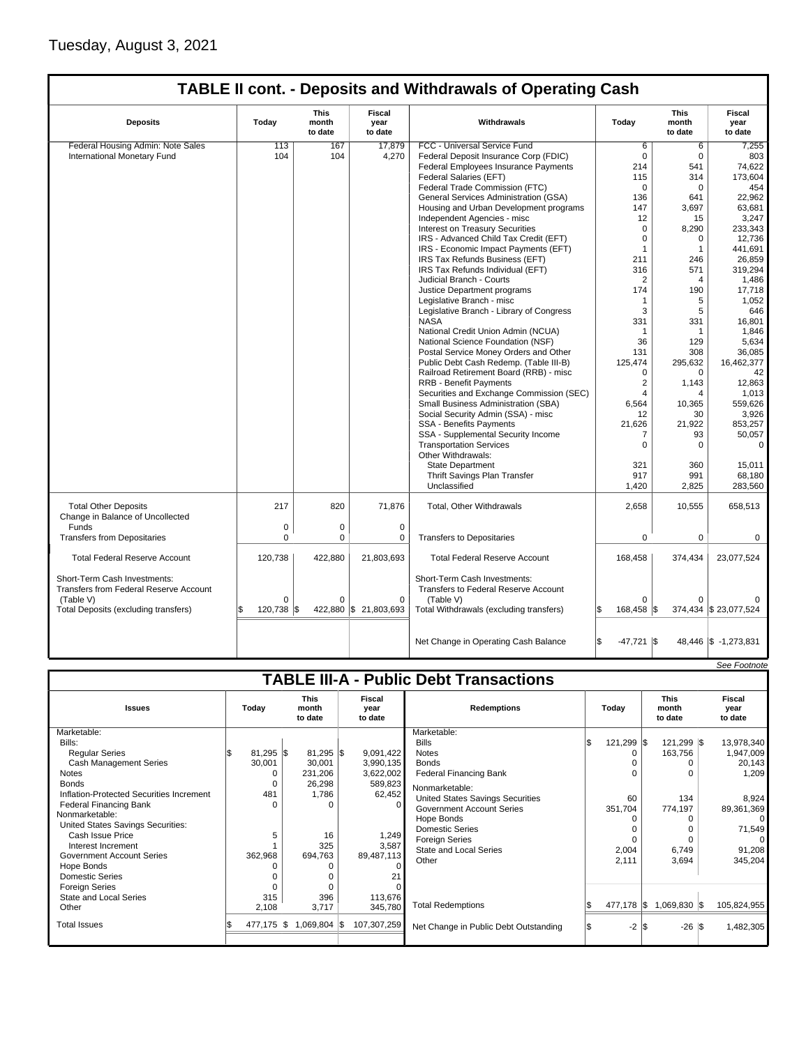Tuesday, August 3, 2021

## TABLE II cont. - Deposits and Withdrawals of Operating Cash

| Deposits | Today | This month to date | Fiscal year to date | Withdrawals | Today | This month to date | Fiscal year to date |
|---|---|---|---|---|---|---|---|
| Federal Housing Admin: Note Sales | 113 | 167 | 17,879 | FCC - Universal Service Fund | 6 | 6 | 7,255 |
| International Monetary Fund | 104 | 104 | 4,270 | Federal Deposit Insurance Corp (FDIC) | 0 | 0 | 803 |
| | | | | Federal Employees Insurance Payments | 214 | 541 | 74,622 |
| | | | | Federal Salaries (EFT) | 115 | 314 | 173,604 |
| | | | | Federal Trade Commission (FTC) | 0 | 0 | 454 |
| | | | | General Services Administration (GSA) | 136 | 641 | 22,962 |
| | | | | Housing and Urban Development programs | 147 | 3,697 | 63,681 |
| | | | | Independent Agencies - misc | 12 | 15 | 3,247 |
| | | | | Interest on Treasury Securities | 0 | 8,290 | 233,343 |
| | | | | IRS - Advanced Child Tax Credit (EFT) | 0 | 0 | 12,736 |
| | | | | IRS - Economic Impact Payments (EFT) | 1 | 1 | 441,691 |
| | | | | IRS Tax Refunds Business (EFT) | 211 | 246 | 26,859 |
| | | | | IRS Tax Refunds Individual (EFT) | 316 | 571 | 319,294 |
| | | | | Judicial Branch - Courts | 2 | 4 | 1,486 |
| | | | | Justice Department programs | 174 | 190 | 17,718 |
| | | | | Legislative Branch - misc | 1 | 5 | 1,052 |
| | | | | Legislative Branch - Library of Congress | 3 | 5 | 646 |
| | | | | NASA | 331 | 331 | 16,801 |
| | | | | National Credit Union Admin (NCUA) | 1 | 1 | 1,846 |
| | | | | National Science Foundation (NSF) | 36 | 129 | 5,634 |
| | | | | Postal Service Money Orders and Other | 131 | 308 | 36,085 |
| | | | | Public Debt Cash Redemp. (Table III-B) | 125,474 | 295,632 | 16,462,377 |
| | | | | Railroad Retirement Board (RRB) - misc | 0 | 0 | 42 |
| | | | | RRB - Benefit Payments | 2 | 1,143 | 12,863 |
| | | | | Securities and Exchange Commission (SEC) | 4 | 4 | 1,013 |
| | | | | Small Business Administration (SBA) | 6,564 | 10,365 | 559,626 |
| | | | | Social Security Admin (SSA) - misc | 12 | 30 | 3,926 |
| | | | | SSA - Benefits Payments | 21,626 | 21,922 | 853,257 |
| | | | | SSA - Supplemental Security Income | 7 | 93 | 50,057 |
| | | | | Transportation Services | 0 | 0 | 0 |
| | | | | Other Withdrawals: | | | |
| | | | | State Department | 321 | 360 | 15,011 |
| | | | | Thrift Savings Plan Transfer | 917 | 991 | 68,180 |
| | | | | Unclassified | 1,420 | 2,825 | 283,560 |
| Total Other Deposits | 217 | 820 | 71,876 | Total, Other Withdrawals | 2,658 | 10,555 | 658,513 |
| Change in Balance of Uncollected Funds | 0 | 0 | 0 | | | | |
| Transfers from Depositaries | 0 | 0 | 0 | Transfers to Depositaries | 0 | 0 | 0 |
| Total Federal Reserve Account | 120,738 | 422,880 | 21,803,693 | Total Federal Reserve Account | 168,458 | 374,434 | 23,077,524 |
| Short-Term Cash Investments: Transfers from Federal Reserve Account (Table V) | 0 | 0 | 0 | Short-Term Cash Investments: Transfers to Federal Reserve Account (Table V) | 0 | 0 | 0 |
| Total Deposits (excluding transfers) | $ 120,738 | $ 422,880 | $ 21,803,693 | Total Withdrawals (excluding transfers) | $ 168,458 | $ 374,434 | $ 23,077,524 |
| | | | | Net Change in Operating Cash Balance | $ -47,721 | $ 48,446 | $ -1,273,831 |

*See Footnote*

## TABLE III-A - Public Debt Transactions

| Issues | Today | This month to date | Fiscal year to date | Redemptions | Today | This month to date | Fiscal year to date |
|---|---|---|---|---|---|---|---|
| Marketable: | | | | Marketable: | | | |
| Bills: | | | | Bills | $ 121,299 | $ 121,299 | $ 13,978,340 |
| Regular Series | $ 81,295 | $ 81,295 | $ 9,091,422 | Notes | 0 | 163,756 | 1,947,009 |
| Cash Management Series | 30,001 | 30,001 | 3,990,135 | Bonds | 0 | 0 | 20,143 |
| Notes | 0 | 231,206 | 3,622,002 | Federal Financing Bank | 0 | 0 | 1,209 |
| Bonds | 0 | 26,298 | 589,823 | Nonmarketable: | | | |
| Inflation-Protected Securities Increment | 481 | 1,786 | 62,452 | United States Savings Securities | 60 | 134 | 8,924 |
| Federal Financing Bank | 0 | 0 | 0 | Government Account Series | 351,704 | 774,197 | 89,361,369 |
| Nonmarketable: | | | | Hope Bonds | 0 | 0 | 0 |
| United States Savings Securities: | | | | Domestic Series | 0 | 0 | 71,549 |
| Cash Issue Price | 5 | 16 | 1,249 | Foreign Series | 0 | 0 | 0 |
| Interest Increment | 1 | 325 | 3,587 | State and Local Series | 2,004 | 6,749 | 91,208 |
| Government Account Series | 362,968 | 694,763 | 89,487,113 | Other | 2,111 | 3,694 | 345,204 |
| Hope Bonds | 0 | 0 | 0 | | | | |
| Domestic Series | 0 | 0 | 21 | | | | |
| Foreign Series | 0 | 0 | 0 | | | | |
| State and Local Series | 315 | 396 | 113,676 | | | | |
| Other | 2,108 | 3,717 | 345,780 | Total Redemptions | $ 477,178 | $ 1,069,830 | $ 105,824,955 |
| Total Issues | $ 477,175 | $ 1,069,804 | $ 107,307,259 | Net Change in Public Debt Outstanding | $ -2 | $ -26 | $ 1,482,305 |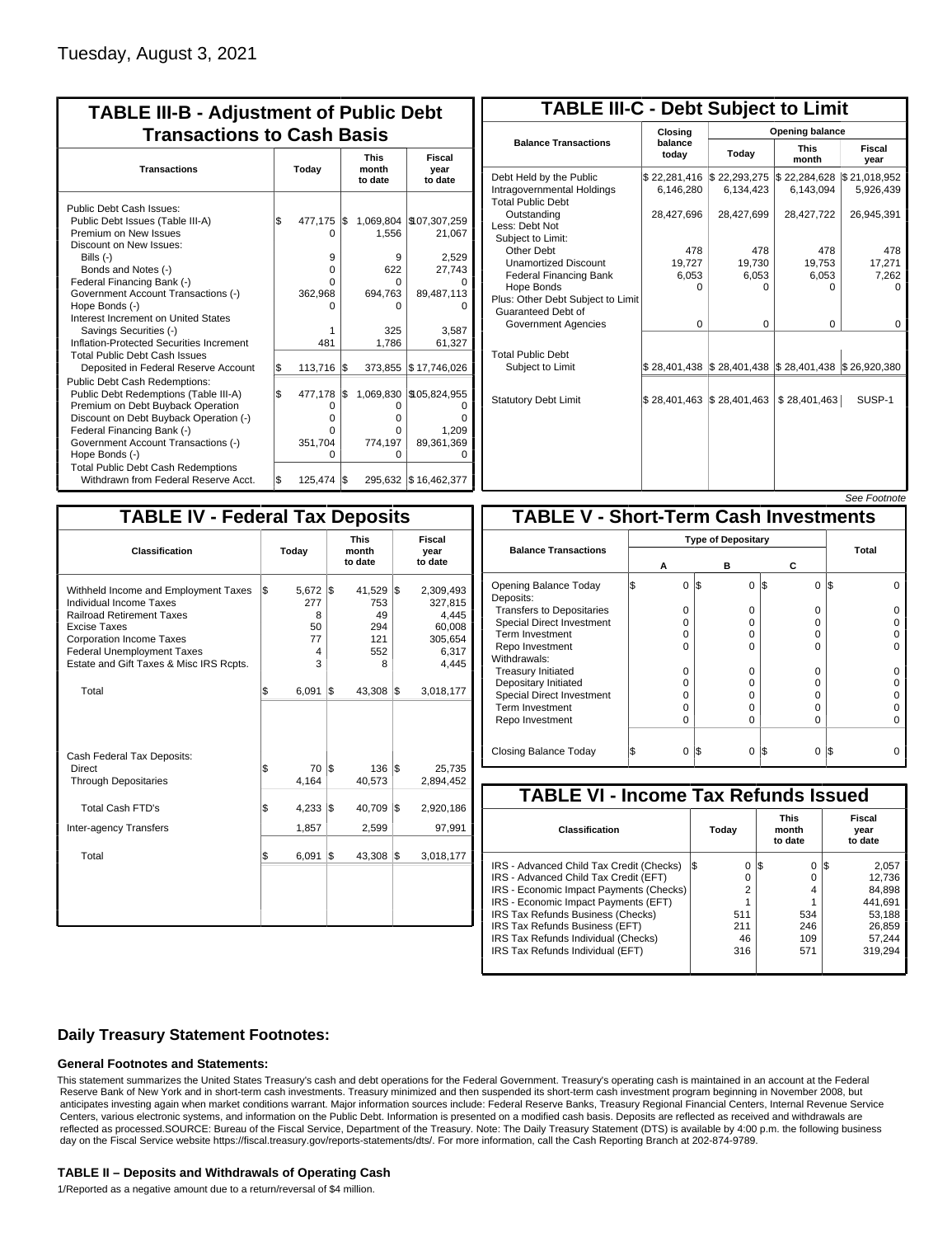Tuesday, August 3, 2021

## TABLE III-B - Adjustment of Public Debt Transactions to Cash Basis

| Transactions | Today | This month to date | Fiscal year to date |
|---|---|---|---|
| Public Debt Cash Issues: | | | |
| Public Debt Issues (Table III-A) | $ 477,175 | $ 1,069,804 | $107,307,259 |
| Premium on New Issues | 0 | 1,556 | 21,067 |
| Discount on New Issues: | | | |
| Bills (-) | 9 | 9 | 2,529 |
| Bonds and Notes (-) | 0 | 622 | 27,743 |
| Federal Financing Bank (-) | 0 | 0 | 0 |
| Government Account Transactions (-) | 362,968 | 694,763 | 89,487,113 |
| Hope Bonds (-) | 0 | 0 | 0 |
| Interest Increment on United States Savings Securities (-) | 1 | 325 | 3,587 |
| Inflation-Protected Securities Increment | 481 | 1,786 | 61,327 |
| Total Public Debt Cash Issues Deposited in Federal Reserve Account | $ 113,716 | $ 373,855 | $ 17,746,026 |
| Public Debt Cash Redemptions: | | | |
| Public Debt Redemptions (Table III-A) | $ 477,178 | $ 1,069,830 | $105,824,955 |
| Premium on Debt Buyback Operation | 0 | 0 | 0 |
| Discount on Debt Buyback Operation (-) | 0 | 0 | 0 |
| Federal Financing Bank (-) | 0 | 0 | 1,209 |
| Government Account Transactions (-) | 351,704 | 774,197 | 89,361,369 |
| Hope Bonds (-) | 0 | 0 | 0 |
| Total Public Debt Cash Redemptions Withdrawn from Federal Reserve Acct. | $ 125,474 | $ 295,632 | $ 16,462,377 |

## TABLE III-C - Debt Subject to Limit

| Balance Transactions | Closing balance today | Opening balance Today | Opening balance This month | Opening balance Fiscal year |
|---|---|---|---|---|
| Debt Held by the Public | $ 22,281,416 | $ 22,293,275 | $ 22,284,628 | $ 21,018,952 |
| Intragovernmental Holdings | 6,146,280 | 6,134,423 | 6,143,094 | 5,926,439 |
| Total Public Debt Outstanding | 28,427,696 | 28,427,699 | 28,427,722 | 26,945,391 |
| Less: Debt Not Subject to Limit: | | | | |
| Other Debt | 478 | 478 | 478 | 478 |
| Unamortized Discount | 19,727 | 19,730 | 19,753 | 17,271 |
| Federal Financing Bank | 6,053 | 6,053 | 6,053 | 7,262 |
| Hope Bonds | 0 | 0 | 0 | 0 |
| Plus: Other Debt Subject to Limit Guaranteed Debt of Government Agencies | 0 | 0 | 0 | 0 |
| Total Public Debt Subject to Limit | $ 28,401,438 | $ 28,401,438 | $ 28,401,438 | $ 26,920,380 |
| Statutory Debt Limit | $ 28,401,463 | $ 28,401,463 | $ 28,401,463 | SUSP-1 |

*See Footnote*

## TABLE IV - Federal Tax Deposits

| Classification | Today | This month to date | Fiscal year to date |
|---|---|---|---|
| Withheld Income and Employment Taxes | $ 5,672 | $ 41,529 | $ 2,309,493 |
| Individual Income Taxes | 277 | 753 | 327,815 |
| Railroad Retirement Taxes | 8 | 49 | 4,445 |
| Excise Taxes | 50 | 294 | 60,008 |
| Corporation Income Taxes | 77 | 121 | 305,654 |
| Federal Unemployment Taxes | 4 | 552 | 6,317 |
| Estate and Gift Taxes & Misc IRS Rcpts. | 3 | 8 | 4,445 |
| Total | $ 6,091 | $ 43,308 | $ 3,018,177 |
| Cash Federal Tax Deposits: | | | |
| Direct | $ 70 | $ 136 | $ 25,735 |
| Through Depositaries | 4,164 | 40,573 | 2,894,452 |
| Total Cash FTD's | $ 4,233 | $ 40,709 | $ 2,920,186 |
| Inter-agency Transfers | 1,857 | 2,599 | 97,991 |
| Total | $ 6,091 | $ 43,308 | $ 3,018,177 |

## TABLE V - Short-Term Cash Investments

| Balance Transactions | Type of Depositary A | Type of Depositary B | Type of Depositary C | Total |
|---|---|---|---|---|
| Opening Balance Today | $ 0 | $ 0 | $ 0 | $ 0 |
| Deposits: | | | | |
| Transfers to Depositaries | 0 | 0 | 0 | 0 |
| Special Direct Investment | 0 | 0 | 0 | 0 |
| Term Investment | 0 | 0 | 0 | 0 |
| Repo Investment | 0 | 0 | 0 | 0 |
| Withdrawals: | | | | |
| Treasury Initiated | 0 | 0 | 0 | 0 |
| Depositary Initiated | 0 | 0 | 0 | 0 |
| Special Direct Investment | 0 | 0 | 0 | 0 |
| Term Investment | 0 | 0 | 0 | 0 |
| Repo Investment | 0 | 0 | 0 | 0 |
| Closing Balance Today | $ 0 | $ 0 | $ 0 | $ 0 |

## TABLE VI - Income Tax Refunds Issued

| Classification | Today | This month to date | Fiscal year to date |
|---|---|---|---|
| IRS - Advanced Child Tax Credit (Checks) | $ 0 | $ 0 | $ 2,057 |
| IRS - Advanced Child Tax Credit (EFT) | 0 | 0 | 12,736 |
| IRS - Economic Impact Payments (Checks) | 2 | 4 | 84,898 |
| IRS - Economic Impact Payments (EFT) | 1 | 1 | 441,691 |
| IRS Tax Refunds Business (Checks) | 511 | 534 | 53,188 |
| IRS Tax Refunds Business (EFT) | 211 | 246 | 26,859 |
| IRS Tax Refunds Individual (Checks) | 46 | 109 | 57,244 |
| IRS Tax Refunds Individual (EFT) | 316 | 571 | 319,294 |

### Daily Treasury Statement Footnotes:

#### General Footnotes and Statements:

This statement summarizes the United States Treasury's cash and debt operations for the Federal Government. Treasury's operating cash is maintained in an account at the Federal Reserve Bank of New York and in short-term cash investments. Treasury minimized and then suspended its short-term cash investment program beginning in November 2008, but anticipates investing again when market conditions warrant. Major information sources include: Federal Reserve Banks, Treasury Regional Financial Centers, Internal Revenue Service Centers, various electronic systems, and information on the Public Debt. Information is presented on a modified cash basis. Deposits are reflected as received and withdrawals are reflected as processed.SOURCE: Bureau of the Fiscal Service, Department of the Treasury. Note: The Daily Treasury Statement (DTS) is available by 4:00 p.m. the following business day on the Fiscal Service website https://fiscal.treasury.gov/reports-statements/dts/. For more information, call the Cash Reporting Branch at 202-874-9789.

#### TABLE II – Deposits and Withdrawals of Operating Cash

1/Reported as a negative amount due to a return/reversal of $4 million.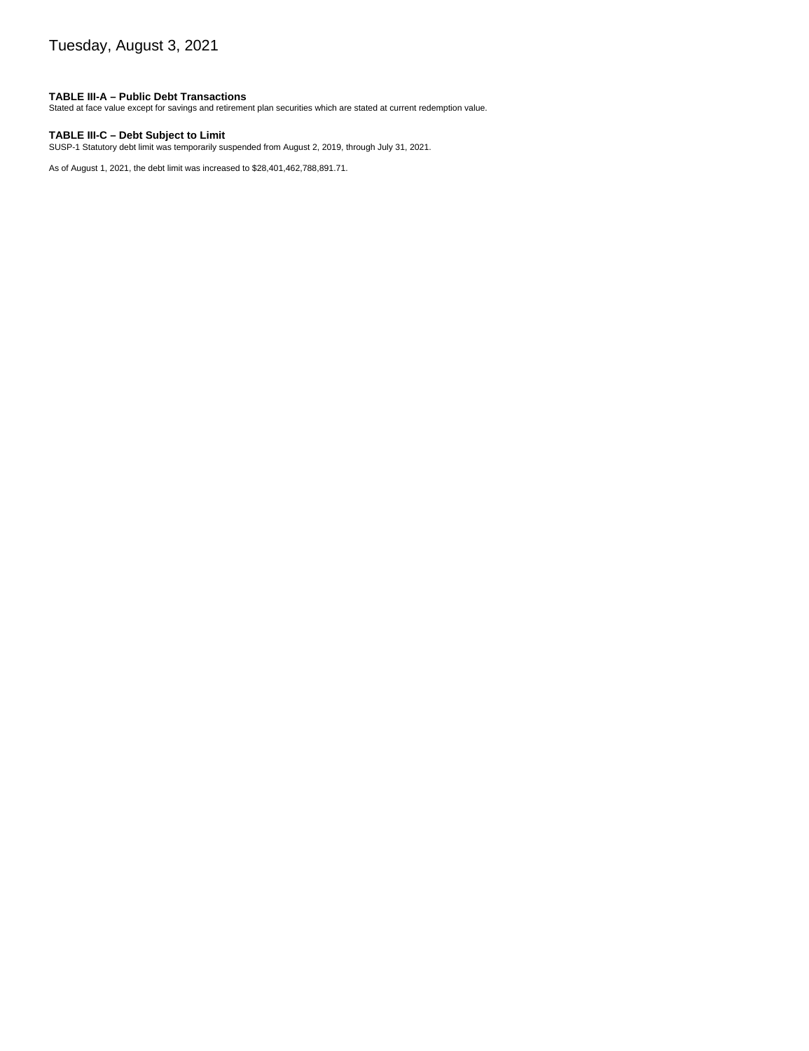Tuesday, August 3, 2021

**TABLE III-A – Public Debt Transactions**

Stated at face value except for savings and retirement plan securities which are stated at current redemption value.

**TABLE III-C – Debt Subject to Limit**

SUSP-1 Statutory debt limit was temporarily suspended from August 2, 2019, through July 31, 2021.

As of August 1, 2021, the debt limit was increased to $28,401,462,788,891.71.